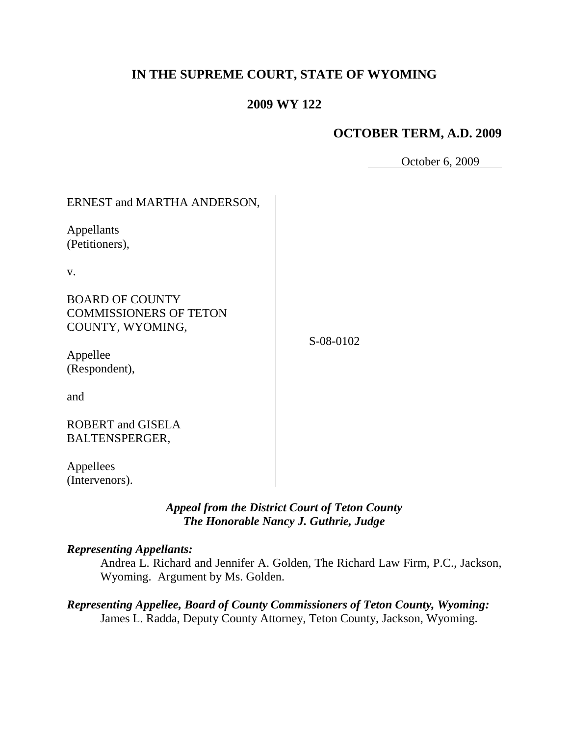# IN THE SUPREME COURT, STATE OF WYOMING

## 2009 WY 122

### OCTOBER TERM, A.D. 2009

October 6, 2009

ERNEST and MARTHA ANDERSON,

Appellants
(Petitioners),

v.

BOARD OF COUNTY COMMISSIONERS OF TETON COUNTY, WYOMING,

Appellee
(Respondent),

and

ROBERT and GISELA BALTENSPERGER,

Appellees
(Intervenors).

S-08-0102

*Appeal from the District Court of Teton County*
*The Honorable Nancy J. Guthrie, Judge*

***Representing Appellants:***

Andrea L. Richard and Jennifer A. Golden, The Richard Law Firm, P.C., Jackson, Wyoming. Argument by Ms. Golden.

***Representing Appellee, Board of County Commissioners of Teton County, Wyoming:***

James L. Radda, Deputy County Attorney, Teton County, Jackson, Wyoming.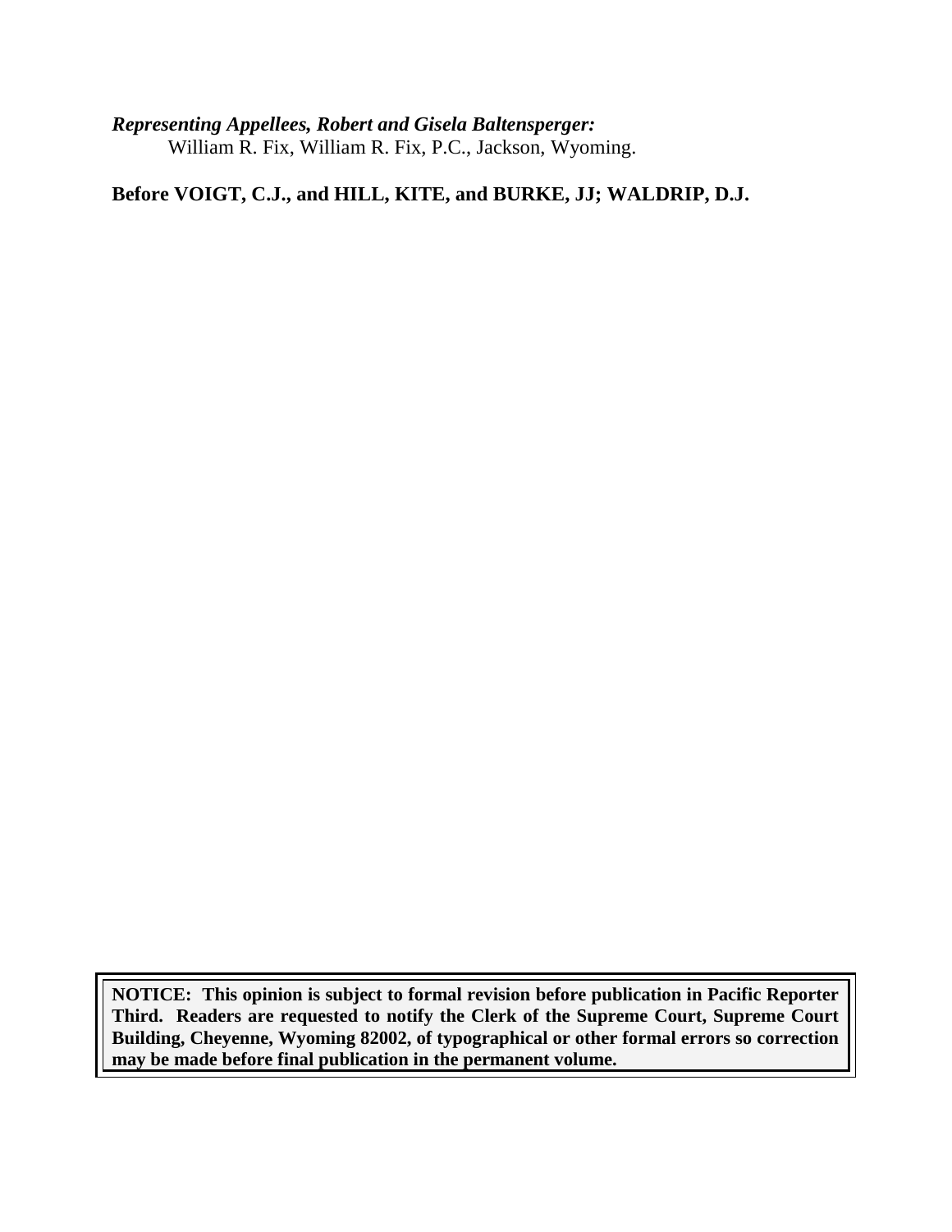***Representing Appellees, Robert and Gisela Baltensperger:***
William R. Fix, William R. Fix, P.C., Jackson, Wyoming.

**Before VOIGT, C.J., and HILL, KITE, and BURKE, JJ; WALDRIP, D.J.**

**NOTICE: This opinion is subject to formal revision before publication in Pacific Reporter Third. Readers are requested to notify the Clerk of the Supreme Court, Supreme Court Building, Cheyenne, Wyoming 82002, of typographical or other formal errors so correction may be made before final publication in the permanent volume.**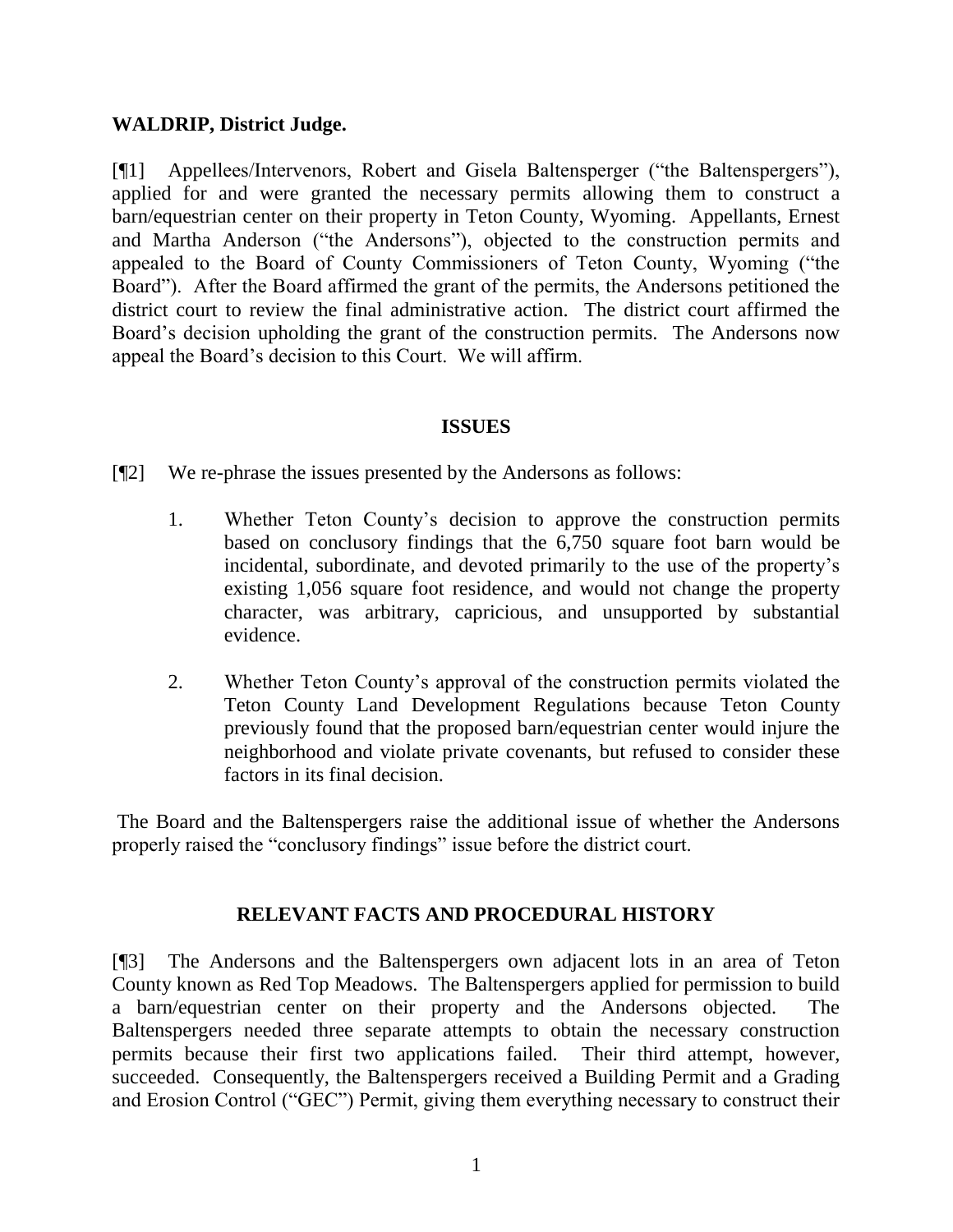**WALDRIP, District Judge.**

[¶1] Appellees/Intervenors, Robert and Gisela Baltensperger ("the Baltenspergers"), applied for and were granted the necessary permits allowing them to construct a barn/equestrian center on their property in Teton County, Wyoming. Appellants, Ernest and Martha Anderson ("the Andersons"), objected to the construction permits and appealed to the Board of County Commissioners of Teton County, Wyoming ("the Board"). After the Board affirmed the grant of the permits, the Andersons petitioned the district court to review the final administrative action. The district court affirmed the Board's decision upholding the grant of the construction permits. The Andersons now appeal the Board's decision to this Court. We will affirm.

## ISSUES

[¶2] We re-phrase the issues presented by the Andersons as follows:

1. Whether Teton County's decision to approve the construction permits based on conclusory findings that the 6,750 square foot barn would be incidental, subordinate, and devoted primarily to the use of the property's existing 1,056 square foot residence, and would not change the property character, was arbitrary, capricious, and unsupported by substantial evidence.

2. Whether Teton County's approval of the construction permits violated the Teton County Land Development Regulations because Teton County previously found that the proposed barn/equestrian center would injure the neighborhood and violate private covenants, but refused to consider these factors in its final decision.

The Board and the Baltenspergers raise the additional issue of whether the Andersons properly raised the "conclusory findings" issue before the district court.

## RELEVANT FACTS AND PROCEDURAL HISTORY

[¶3] The Andersons and the Baltenspergers own adjacent lots in an area of Teton County known as Red Top Meadows. The Baltenspergers applied for permission to build a barn/equestrian center on their property and the Andersons objected. The Baltenspergers needed three separate attempts to obtain the necessary construction permits because their first two applications failed. Their third attempt, however, succeeded. Consequently, the Baltenspergers received a Building Permit and a Grading and Erosion Control ("GEC") Permit, giving them everything necessary to construct their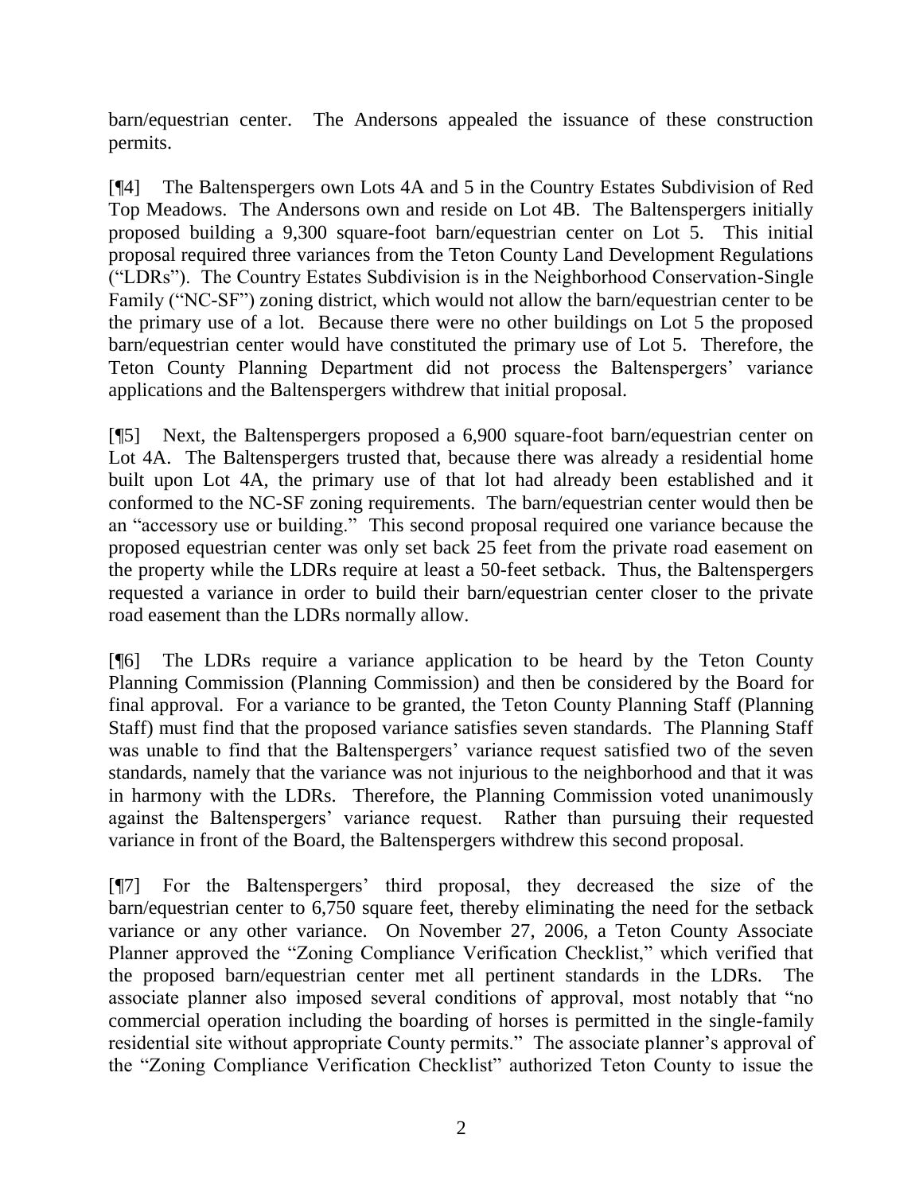barn/equestrian center. The Andersons appealed the issuance of these construction permits.

[¶4] The Baltenspergers own Lots 4A and 5 in the Country Estates Subdivision of Red Top Meadows. The Andersons own and reside on Lot 4B. The Baltenspergers initially proposed building a 9,300 square-foot barn/equestrian center on Lot 5. This initial proposal required three variances from the Teton County Land Development Regulations ("LDRs"). The Country Estates Subdivision is in the Neighborhood Conservation-Single Family ("NC-SF") zoning district, which would not allow the barn/equestrian center to be the primary use of a lot. Because there were no other buildings on Lot 5 the proposed barn/equestrian center would have constituted the primary use of Lot 5. Therefore, the Teton County Planning Department did not process the Baltenspergers' variance applications and the Baltenspergers withdrew that initial proposal.

[¶5] Next, the Baltenspergers proposed a 6,900 square-foot barn/equestrian center on Lot 4A. The Baltenspergers trusted that, because there was already a residential home built upon Lot 4A, the primary use of that lot had already been established and it conformed to the NC-SF zoning requirements. The barn/equestrian center would then be an "accessory use or building." This second proposal required one variance because the proposed equestrian center was only set back 25 feet from the private road easement on the property while the LDRs require at least a 50-feet setback. Thus, the Baltenspergers requested a variance in order to build their barn/equestrian center closer to the private road easement than the LDRs normally allow.

[¶6] The LDRs require a variance application to be heard by the Teton County Planning Commission (Planning Commission) and then be considered by the Board for final approval. For a variance to be granted, the Teton County Planning Staff (Planning Staff) must find that the proposed variance satisfies seven standards. The Planning Staff was unable to find that the Baltenspergers' variance request satisfied two of the seven standards, namely that the variance was not injurious to the neighborhood and that it was in harmony with the LDRs. Therefore, the Planning Commission voted unanimously against the Baltenspergers' variance request. Rather than pursuing their requested variance in front of the Board, the Baltenspergers withdrew this second proposal.

[¶7] For the Baltenspergers' third proposal, they decreased the size of the barn/equestrian center to 6,750 square feet, thereby eliminating the need for the setback variance or any other variance. On November 27, 2006, a Teton County Associate Planner approved the "Zoning Compliance Verification Checklist," which verified that the proposed barn/equestrian center met all pertinent standards in the LDRs. The associate planner also imposed several conditions of approval, most notably that "no commercial operation including the boarding of horses is permitted in the single-family residential site without appropriate County permits." The associate planner's approval of the "Zoning Compliance Verification Checklist" authorized Teton County to issue the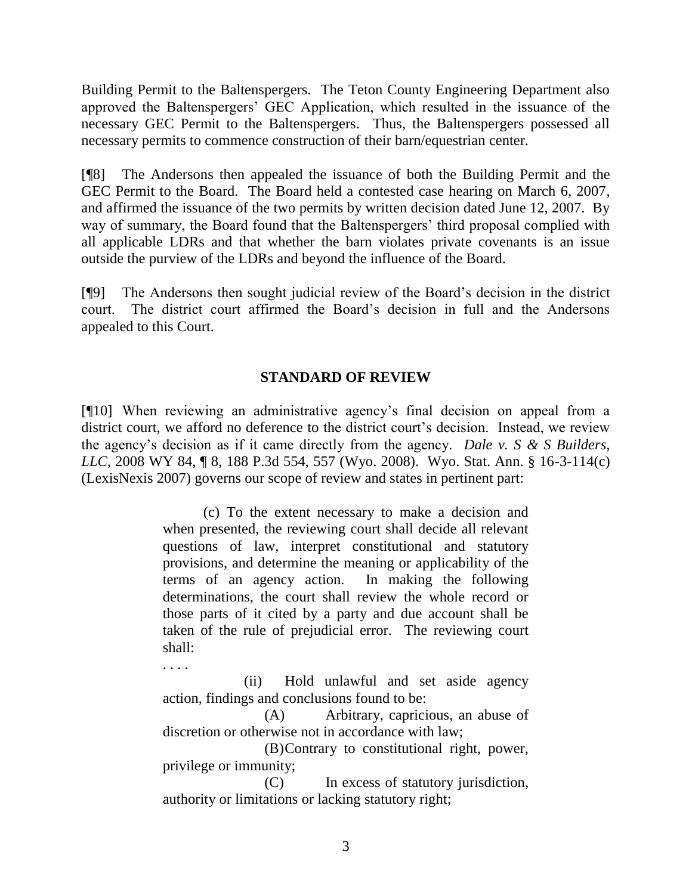Building Permit to the Baltenspergers. The Teton County Engineering Department also approved the Baltenspergers' GEC Application, which resulted in the issuance of the necessary GEC Permit to the Baltenspergers. Thus, the Baltenspergers possessed all necessary permits to commence construction of their barn/equestrian center.

[¶8] The Andersons then appealed the issuance of both the Building Permit and the GEC Permit to the Board. The Board held a contested case hearing on March 6, 2007, and affirmed the issuance of the two permits by written decision dated June 12, 2007. By way of summary, the Board found that the Baltenspergers' third proposal complied with all applicable LDRs and that whether the barn violates private covenants is an issue outside the purview of the LDRs and beyond the influence of the Board.

[¶9] The Andersons then sought judicial review of the Board's decision in the district court. The district court affirmed the Board's decision in full and the Andersons appealed to this Court.

## STANDARD OF REVIEW

[¶10] When reviewing an administrative agency's final decision on appeal from a district court, we afford no deference to the district court's decision. Instead, we review the agency's decision as if it came directly from the agency. *Dale v. S & S Builders, LLC*, 2008 WY 84, ¶ 8, 188 P.3d 554, 557 (Wyo. 2008). Wyo. Stat. Ann. § 16-3-114(c) (LexisNexis 2007) governs our scope of review and states in pertinent part:

> (c) To the extent necessary to make a decision and when presented, the reviewing court shall decide all relevant questions of law, interpret constitutional and statutory provisions, and determine the meaning or applicability of the terms of an agency action. In making the following determinations, the court shall review the whole record or those parts of it cited by a party and due account shall be taken of the rule of prejudicial error. The reviewing court shall:
>
> . . . .
>
> (ii) Hold unlawful and set aside agency action, findings and conclusions found to be:
>
> (A) Arbitrary, capricious, an abuse of discretion or otherwise not in accordance with law;
>
> (B) Contrary to constitutional right, power, privilege or immunity;
>
> (C) In excess of statutory jurisdiction, authority or limitations or lacking statutory right;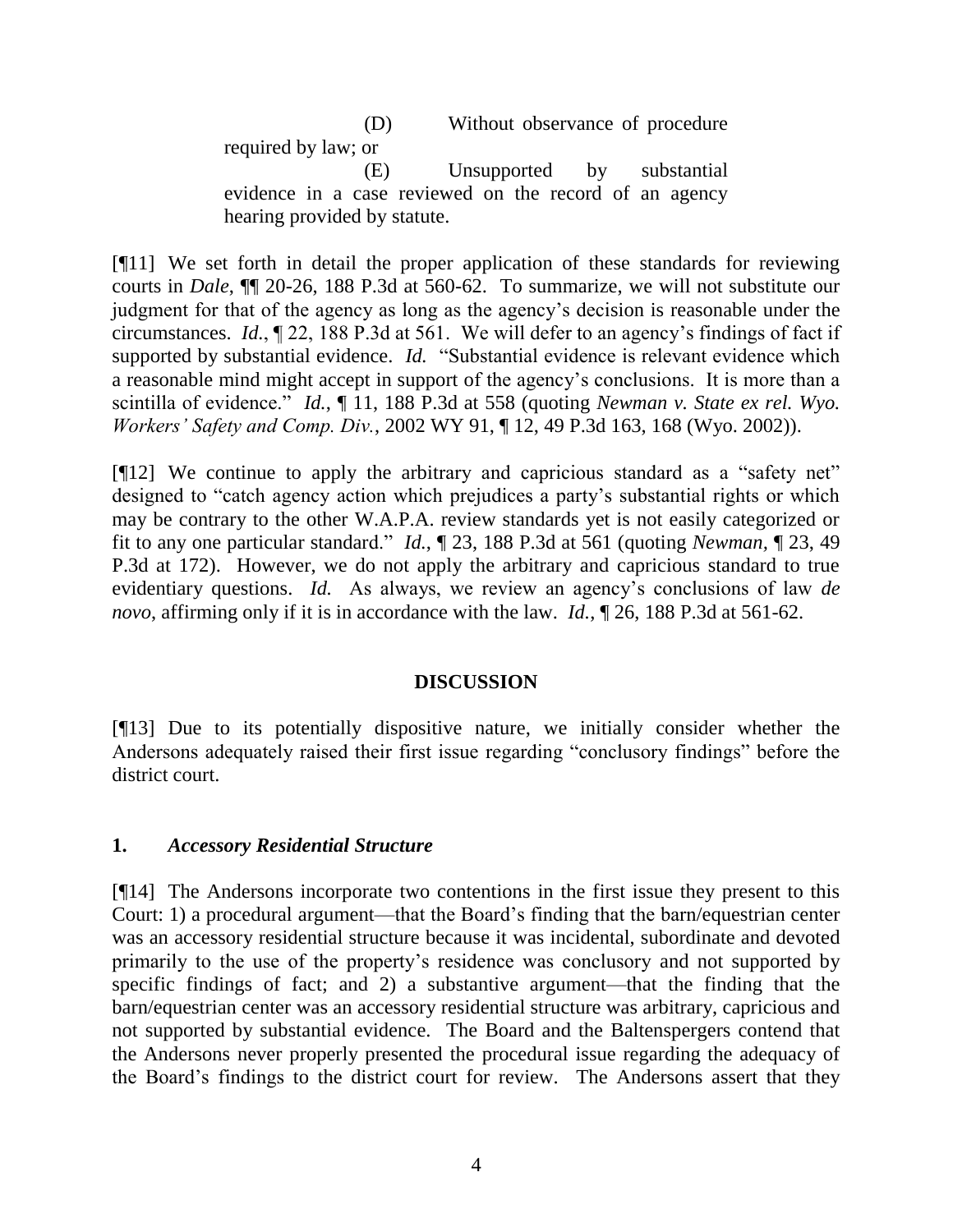(D) Without observance of procedure required by law; or

(E) Unsupported by substantial evidence in a case reviewed on the record of an agency hearing provided by statute.

[¶11] We set forth in detail the proper application of these standards for reviewing courts in *Dale*, ¶¶ 20-26, 188 P.3d at 560-62. To summarize, we will not substitute our judgment for that of the agency as long as the agency's decision is reasonable under the circumstances. *Id.*, ¶ 22, 188 P.3d at 561. We will defer to an agency's findings of fact if supported by substantial evidence. *Id.* "Substantial evidence is relevant evidence which a reasonable mind might accept in support of the agency's conclusions. It is more than a scintilla of evidence." *Id.*, ¶ 11, 188 P.3d at 558 (quoting *Newman v. State ex rel. Wyo. Workers' Safety and Comp. Div.*, 2002 WY 91, ¶ 12, 49 P.3d 163, 168 (Wyo. 2002)).

[¶12] We continue to apply the arbitrary and capricious standard as a "safety net" designed to "catch agency action which prejudices a party's substantial rights or which may be contrary to the other W.A.P.A. review standards yet is not easily categorized or fit to any one particular standard." *Id.*, ¶ 23, 188 P.3d at 561 (quoting *Newman*, ¶ 23, 49 P.3d at 172). However, we do not apply the arbitrary and capricious standard to true evidentiary questions. *Id.* As always, we review an agency's conclusions of law *de novo*, affirming only if it is in accordance with the law. *Id.*, ¶ 26, 188 P.3d at 561-62.

## DISCUSSION

[¶13] Due to its potentially dispositive nature, we initially consider whether the Andersons adequately raised their first issue regarding "conclusory findings" before the district court.

### 1. *Accessory Residential Structure*

[¶14] The Andersons incorporate two contentions in the first issue they present to this Court: 1) a procedural argument—that the Board's finding that the barn/equestrian center was an accessory residential structure because it was incidental, subordinate and devoted primarily to the use of the property's residence was conclusory and not supported by specific findings of fact; and 2) a substantive argument—that the finding that the barn/equestrian center was an accessory residential structure was arbitrary, capricious and not supported by substantial evidence. The Board and the Baltenspergers contend that the Andersons never properly presented the procedural issue regarding the adequacy of the Board's findings to the district court for review. The Andersons assert that they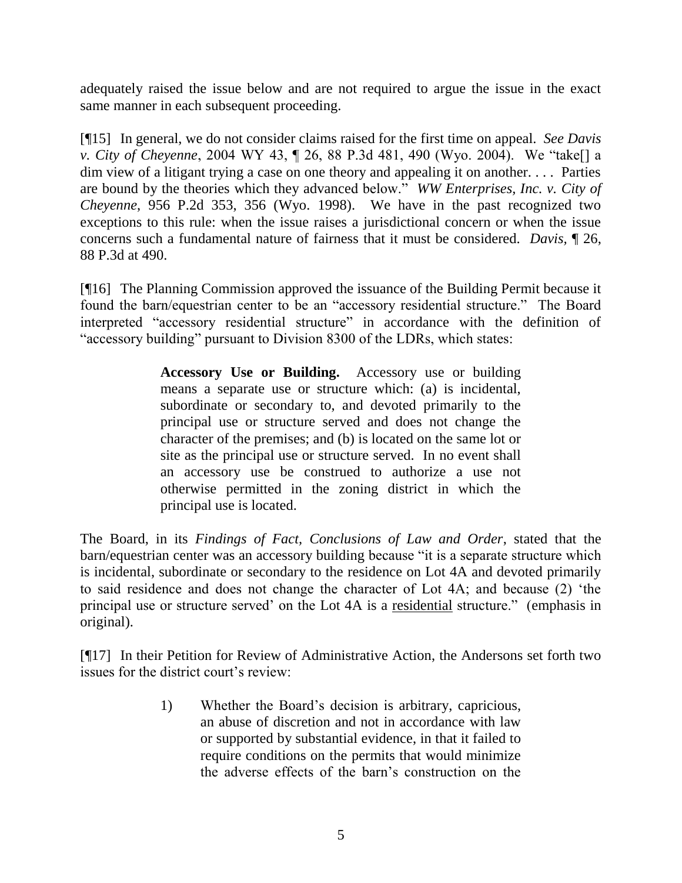adequately raised the issue below and are not required to argue the issue in the exact same manner in each subsequent proceeding.

[¶15] In general, we do not consider claims raised for the first time on appeal. *See Davis v. City of Cheyenne*, 2004 WY 43, ¶ 26, 88 P.3d 481, 490 (Wyo. 2004). We "take[] a dim view of a litigant trying a case on one theory and appealing it on another. . . . Parties are bound by the theories which they advanced below." *WW Enterprises, Inc. v. City of Cheyenne*, 956 P.2d 353, 356 (Wyo. 1998). We have in the past recognized two exceptions to this rule: when the issue raises a jurisdictional concern or when the issue concerns such a fundamental nature of fairness that it must be considered. *Davis,* ¶ 26, 88 P.3d at 490.

[¶16] The Planning Commission approved the issuance of the Building Permit because it found the barn/equestrian center to be an "accessory residential structure." The Board interpreted "accessory residential structure" in accordance with the definition of "accessory building" pursuant to Division 8300 of the LDRs, which states:

> **Accessory Use or Building.** Accessory use or building means a separate use or structure which: (a) is incidental, subordinate or secondary to, and devoted primarily to the principal use or structure served and does not change the character of the premises; and (b) is located on the same lot or site as the principal use or structure served. In no event shall an accessory use be construed to authorize a use not otherwise permitted in the zoning district in which the principal use is located.

The Board, in its *Findings of Fact, Conclusions of Law and Order*, stated that the barn/equestrian center was an accessory building because "it is a separate structure which is incidental, subordinate or secondary to the residence on Lot 4A and devoted primarily to said residence and does not change the character of Lot 4A; and because (2) 'the principal use or structure served' on the Lot 4A is a <u>residential</u> structure." (emphasis in original).

[¶17] In their Petition for Review of Administrative Action, the Andersons set forth two issues for the district court's review:

> 1) Whether the Board's decision is arbitrary, capricious, an abuse of discretion and not in accordance with law or supported by substantial evidence, in that it failed to require conditions on the permits that would minimize the adverse effects of the barn's construction on the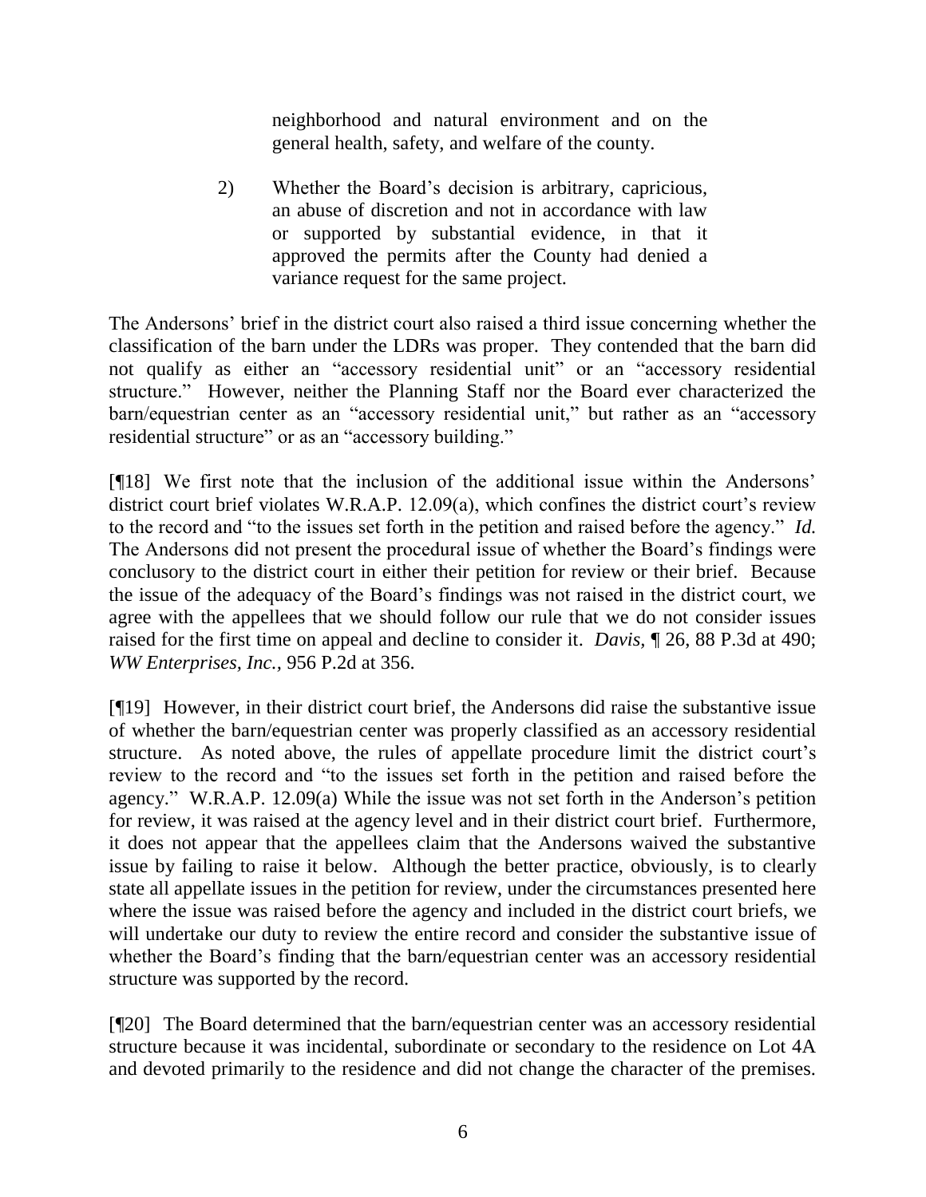neighborhood and natural environment and on the general health, safety, and welfare of the county.

2) Whether the Board's decision is arbitrary, capricious, an abuse of discretion and not in accordance with law or supported by substantial evidence, in that it approved the permits after the County had denied a variance request for the same project.

The Andersons' brief in the district court also raised a third issue concerning whether the classification of the barn under the LDRs was proper. They contended that the barn did not qualify as either an "accessory residential unit" or an "accessory residential structure." However, neither the Planning Staff nor the Board ever characterized the barn/equestrian center as an "accessory residential unit," but rather as an "accessory residential structure" or as an "accessory building."

[¶18] We first note that the inclusion of the additional issue within the Andersons' district court brief violates W.R.A.P. 12.09(a), which confines the district court's review to the record and "to the issues set forth in the petition and raised before the agency." *Id.* The Andersons did not present the procedural issue of whether the Board's findings were conclusory to the district court in either their petition for review or their brief. Because the issue of the adequacy of the Board's findings was not raised in the district court, we agree with the appellees that we should follow our rule that we do not consider issues raised for the first time on appeal and decline to consider it. *Davis,* ¶ 26, 88 P.3d at 490; *WW Enterprises, Inc.,* 956 P.2d at 356.

[¶19] However, in their district court brief, the Andersons did raise the substantive issue of whether the barn/equestrian center was properly classified as an accessory residential structure. As noted above, the rules of appellate procedure limit the district court's review to the record and "to the issues set forth in the petition and raised before the agency." W.R.A.P. 12.09(a) While the issue was not set forth in the Anderson's petition for review, it was raised at the agency level and in their district court brief. Furthermore, it does not appear that the appellees claim that the Andersons waived the substantive issue by failing to raise it below. Although the better practice, obviously, is to clearly state all appellate issues in the petition for review, under the circumstances presented here where the issue was raised before the agency and included in the district court briefs, we will undertake our duty to review the entire record and consider the substantive issue of whether the Board's finding that the barn/equestrian center was an accessory residential structure was supported by the record.

[¶20] The Board determined that the barn/equestrian center was an accessory residential structure because it was incidental, subordinate or secondary to the residence on Lot 4A and devoted primarily to the residence and did not change the character of the premises.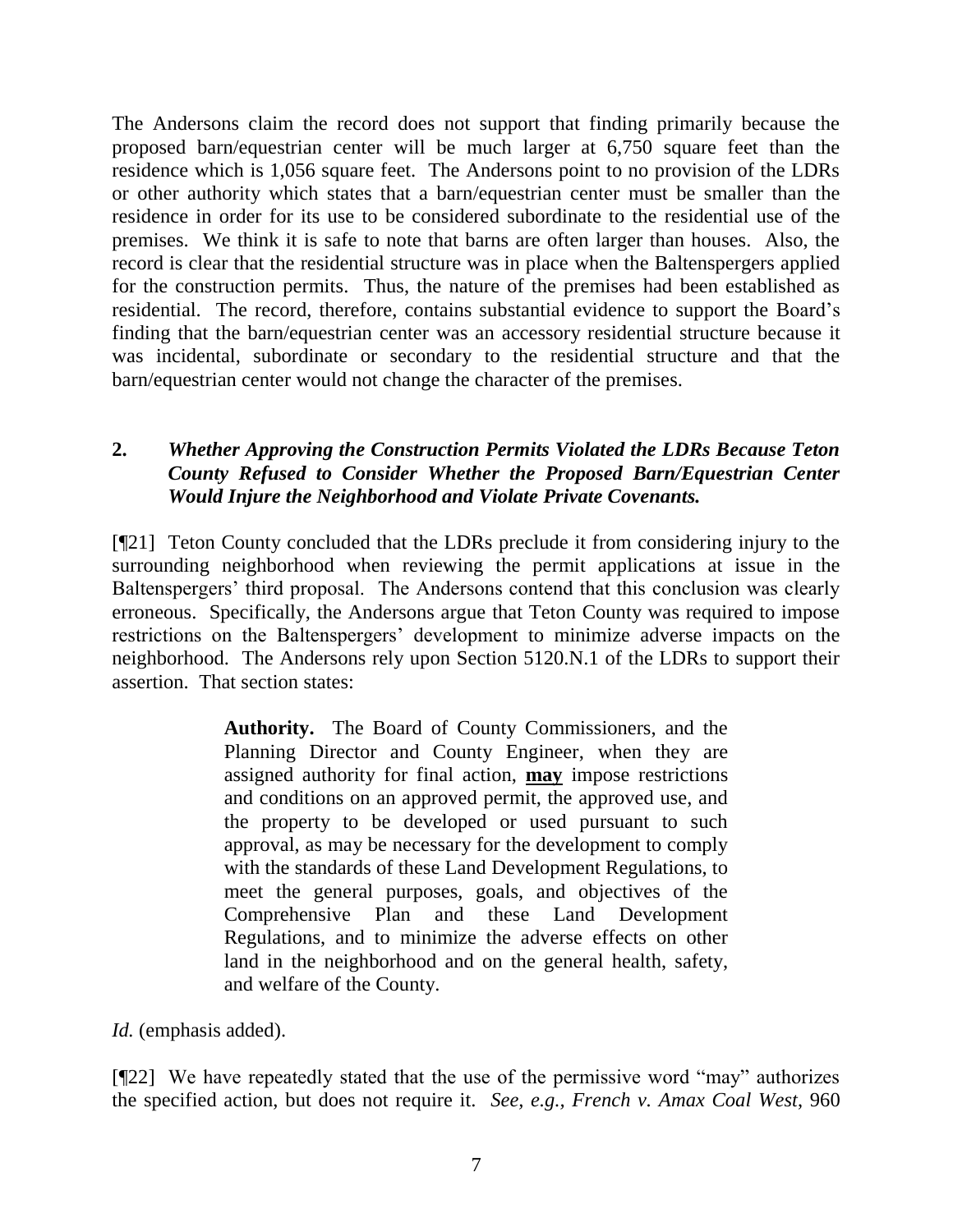The Andersons claim the record does not support that finding primarily because the proposed barn/equestrian center will be much larger at 6,750 square feet than the residence which is 1,056 square feet. The Andersons point to no provision of the LDRs or other authority which states that a barn/equestrian center must be smaller than the residence in order for its use to be considered subordinate to the residential use of the premises. We think it is safe to note that barns are often larger than houses. Also, the record is clear that the residential structure was in place when the Baltenspergers applied for the construction permits. Thus, the nature of the premises had been established as residential. The record, therefore, contains substantial evidence to support the Board's finding that the barn/equestrian center was an accessory residential structure because it was incidental, subordinate or secondary to the residential structure and that the barn/equestrian center would not change the character of the premises.

### 2. *Whether Approving the Construction Permits Violated the LDRs Because Teton County Refused to Consider Whether the Proposed Barn/Equestrian Center Would Injure the Neighborhood and Violate Private Covenants.*

[¶21] Teton County concluded that the LDRs preclude it from considering injury to the surrounding neighborhood when reviewing the permit applications at issue in the Baltenspergers' third proposal. The Andersons contend that this conclusion was clearly erroneous. Specifically, the Andersons argue that Teton County was required to impose restrictions on the Baltenspergers' development to minimize adverse impacts on the neighborhood. The Andersons rely upon Section 5120.N.1 of the LDRs to support their assertion. That section states:

> **Authority.** The Board of County Commissioners, and the Planning Director and County Engineer, when they are assigned authority for final action, ***may*** impose restrictions and conditions on an approved permit, the approved use, and the property to be developed or used pursuant to such approval, as may be necessary for the development to comply with the standards of these Land Development Regulations, to meet the general purposes, goals, and objectives of the Comprehensive Plan and these Land Development Regulations, and to minimize the adverse effects on other land in the neighborhood and on the general health, safety, and welfare of the County.

*Id.* (emphasis added).

[¶22] We have repeatedly stated that the use of the permissive word "may" authorizes the specified action, but does not require it. *See, e.g.*, *French v. Amax Coal West*, 960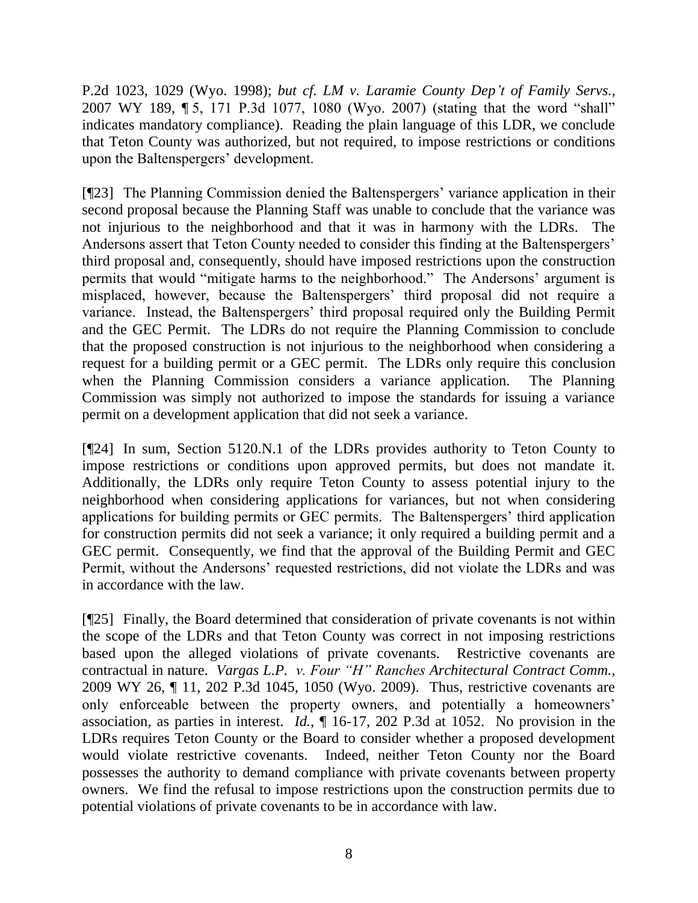P.2d 1023, 1029 (Wyo. 1998); *but cf. LM v. Laramie County Dep't of Family Servs.*, 2007 WY 189, ¶ 5, 171 P.3d 1077, 1080 (Wyo. 2007) (stating that the word "shall" indicates mandatory compliance). Reading the plain language of this LDR, we conclude that Teton County was authorized, but not required, to impose restrictions or conditions upon the Baltenspergers' development.

[¶23] The Planning Commission denied the Baltenspergers' variance application in their second proposal because the Planning Staff was unable to conclude that the variance was not injurious to the neighborhood and that it was in harmony with the LDRs. The Andersons assert that Teton County needed to consider this finding at the Baltenspergers' third proposal and, consequently, should have imposed restrictions upon the construction permits that would "mitigate harms to the neighborhood." The Andersons' argument is misplaced, however, because the Baltenspergers' third proposal did not require a variance. Instead, the Baltenspergers' third proposal required only the Building Permit and the GEC Permit. The LDRs do not require the Planning Commission to conclude that the proposed construction is not injurious to the neighborhood when considering a request for a building permit or a GEC permit. The LDRs only require this conclusion when the Planning Commission considers a variance application. The Planning Commission was simply not authorized to impose the standards for issuing a variance permit on a development application that did not seek a variance.

[¶24] In sum, Section 5120.N.1 of the LDRs provides authority to Teton County to impose restrictions or conditions upon approved permits, but does not mandate it. Additionally, the LDRs only require Teton County to assess potential injury to the neighborhood when considering applications for variances, but not when considering applications for building permits or GEC permits. The Baltenspergers' third application for construction permits did not seek a variance; it only required a building permit and a GEC permit. Consequently, we find that the approval of the Building Permit and GEC Permit, without the Andersons' requested restrictions, did not violate the LDRs and was in accordance with the law.

[¶25] Finally, the Board determined that consideration of private covenants is not within the scope of the LDRs and that Teton County was correct in not imposing restrictions based upon the alleged violations of private covenants. Restrictive covenants are contractual in nature. *Vargas L.P. v. Four "H" Ranches Architectural Contract Comm.*, 2009 WY 26, ¶ 11, 202 P.3d 1045, 1050 (Wyo. 2009). Thus, restrictive covenants are only enforceable between the property owners, and potentially a homeowners' association, as parties in interest. *Id.*, ¶ 16-17, 202 P.3d at 1052. No provision in the LDRs requires Teton County or the Board to consider whether a proposed development would violate restrictive covenants. Indeed, neither Teton County nor the Board possesses the authority to demand compliance with private covenants between property owners. We find the refusal to impose restrictions upon the construction permits due to potential violations of private covenants to be in accordance with law.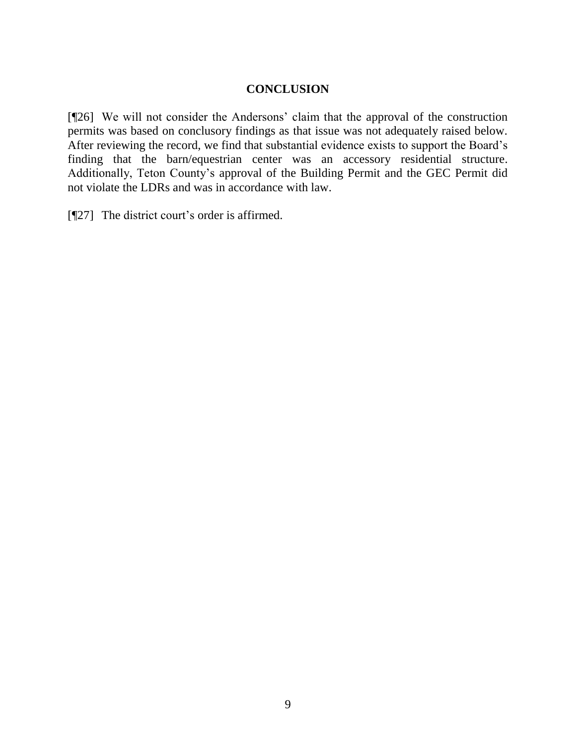## CONCLUSION

[¶26] We will not consider the Andersons' claim that the approval of the construction permits was based on conclusory findings as that issue was not adequately raised below. After reviewing the record, we find that substantial evidence exists to support the Board's finding that the barn/equestrian center was an accessory residential structure. Additionally, Teton County's approval of the Building Permit and the GEC Permit did not violate the LDRs and was in accordance with law.

[¶27] The district court's order is affirmed.